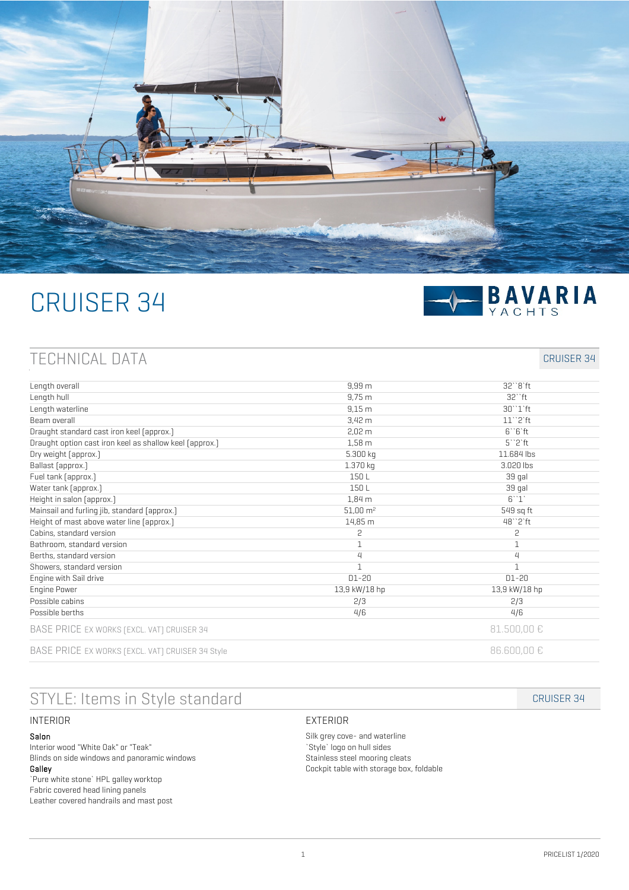# CRUISER 34

BAVARIA YACHTS

## TECHNICAL DATA

| | CRUISER 34 | |
|---|---|---|
| Length overall | 9,99 m | 32``8`ft |
| Length hull | 9,75 m | 32``ft |
| Length waterline | 9,15 m | 30``1`ft |
| Beam overall | 3,42 m | 11``2`ft |
| Draught standard cast iron keel (approx.) | 2,02 m | 6``6`ft |
| Draught option cast iron keel as shallow keel (approx.) | 1,58 m | 5``2`ft |
| Dry weight (approx.) | 5.300 kg | 11.684 lbs |
| Ballast (approx.) | 1.370 kg | 3.020 lbs |
| Fuel tank (approx.) | 150 L | 39 gal |
| Water tank (approx.) | 150 L | 39 gal |
| Height in salon (approx.) | 1,84 m | 6``1` |
| Mainsail and furling jib, standard (approx.) | 51,00 m² | 549 sq ft |
| Height of mast above water line (approx.) | 14,85 m | 48``2`ft |
| Cabins, standard version | 2 | 2 |
| Bathroom, standard version | 1 | 1 |
| Berths, standard version | 4 | 4 |
| Showers, standard version | 1 | 1 |
| Engine with Sail drive | D1-20 | D1-20 |
| Engine Power | 13,9 kW/18 hp | 13,9 kW/18 hp |
| Possible cabins | 2/3 | 2/3 |
| Possible berths | 4/6 | 4/6 |
| BASE PRICE EX WORKS (EXCL. VAT) CRUISER 34 | | 81.500,00 € |
| BASE PRICE EX WORKS (EXCL. VAT) CRUISER 34 Style | | 86.600,00 € |

## STYLE: Items in Style standard

CRUISER 34

### INTERIOR

**Salon**

Interior wood "White Oak" or "Teak"
Blinds on side windows and panoramic windows

**Galley**

`Pure white stone` HPL galley worktop
Fabric covered head lining panels
Leather covered handrails and mast post

### EXTERIOR

Silk grey cove- and waterline
`Style` logo on hull sides
Stainless steel mooring cleats
Cockpit table with storage box, foldable

PRICELIST 1/2020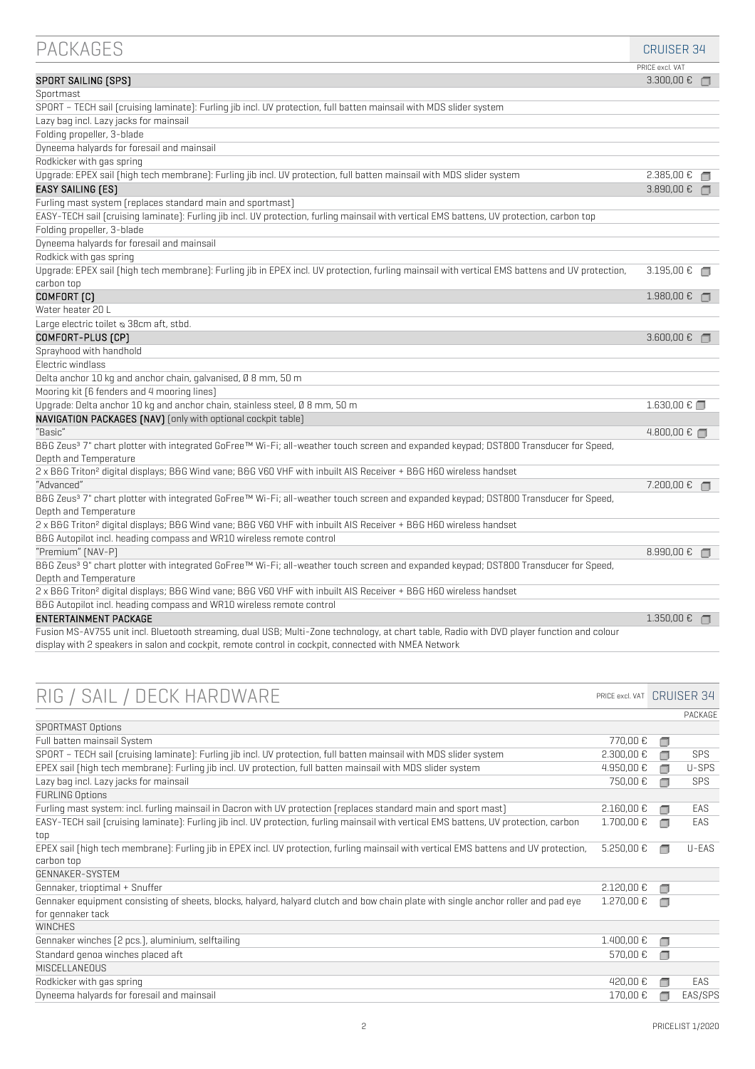## PACKAGES

| | CRUISER 34 |
|---|---|
| | PRICE excl. VAT |
| **SPORT SAILING (SPS)** | 3.300,00 € ☐ |
| Sportmast | |
| SPORT – TECH sail (cruising laminate): Furling jib incl. UV protection, full batten mainsail with MDS slider system | |
| Lazy bag incl. Lazy jacks for mainsail | |
| Folding propeller, 3-blade | |
| Dyneema halyards for foresail and mainsail | |
| Rodkicker with gas spring | |
| Upgrade: EPEX sail (high tech membrane): Furling jib incl. UV protection, full batten mainsail with MDS slider system | 2.385,00 € ☐ |
| **EASY SAILING (ES)** | 3.890,00 € ☐ |
| Furling mast system (replaces standard main and sportmast) | |
| EASY-TECH sail (cruising laminate): Furling jib incl. UV protection, furling mainsail with vertical EMS battens, UV protection, carbon top | |
| Folding propeller, 3-blade | |
| Dyneema halyards for foresail and mainsail | |
| Rodkick with gas spring | |
| Upgrade: EPEX sail (high tech membrane): Furling jib in EPEX incl. UV protection, furling mainsail with vertical EMS battens and UV protection, carbon top | 3.195,00 € ☐ |
| **COMFORT (C)** | 1.980,00 € ☐ |
| Water heater 20 L | |
| Large electric toilet ⌀ 38cm aft, stbd. | |
| **COMFORT-PLUS (CP)** | 3.600,00 € ☐ |
| Sprayhood with handhold | |
| Electric windlass | |
| Delta anchor 10 kg and anchor chain, galvanised, Ø 8 mm, 50 m | |
| Mooring kit (6 fenders and 4 mooring lines) | |
| Upgrade: Delta anchor 10 kg and anchor chain, stainless steel, Ø 8 mm, 50 m | 1.630,00 € ☐ |
| **NAVIGATION PACKAGES (NAV)** (only with optional cockpit table) | |
| "Basic" | 4.800,00 € ☐ |
| B&G Zeus³ 7" chart plotter with integrated GoFree™ Wi-Fi; all-weather touch screen and expanded keypad; DST800 Transducer for Speed, Depth and Temperature | |
| 2 x B&G Triton² digital displays; B&G Wind vane; B&G V60 VHF with inbuilt AIS Receiver + B&G H60 wireless handset | |
| "Advanced" | 7.200,00 € ☐ |
| B&G Zeus³ 7" chart plotter with integrated GoFree™ Wi-Fi; all-weather touch screen and expanded keypad; DST800 Transducer for Speed, Depth and Temperature | |
| 2 x B&G Triton² digital displays; B&G Wind vane; B&G V60 VHF with inbuilt AIS Receiver + B&G H60 wireless handset | |
| B&G Autopilot incl. heading compass and WR10 wireless remote control | |
| "Premium" (NAV-P) | 8.990,00 € ☐ |
| B&G Zeus³ 9" chart plotter with integrated GoFree™ Wi-Fi; all-weather touch screen and expanded keypad; DST800 Transducer for Speed, Depth and Temperature | |
| 2 x B&G Triton² digital displays; B&G Wind vane; B&G V60 VHF with inbuilt AIS Receiver + B&G H60 wireless handset | |
| B&G Autopilot incl. heading compass and WR10 wireless remote control | |
| **ENTERTAINMENT PACKAGE** | 1.350,00 € ☐ |
| Fusion MS-AV755 unit incl. Bluetooth streaming, dual USB; Multi-Zone technology, at chart table, Radio with DVD player function and colour display with 2 speakers in salon and cockpit, remote control in cockpit, connected with NMEA Network | |

## RIG / SAIL / DECK HARDWARE

| | PRICE excl. VAT CRUISER 34 | | PACKAGE |
|---|---|---|---|
| SPORTMAST Options | | | |
| Full batten mainsail System | 770,00 € | ☐ | |
| SPORT – TECH sail (cruising laminate): Furling jib incl. UV protection, full batten mainsail with MDS slider system | 2.300,00 € | ☐ | SPS |
| EPEX sail (high tech membrane): Furling jib incl. UV protection, full batten mainsail with MDS slider system | 4.950,00 € | ☐ | U-SPS |
| Lazy bag incl. Lazy jacks for mainsail | 750,00 € | ☐ | SPS |
| FURLING Options | | | |
| Furling mast system: incl. furling mainsail in Dacron with UV protection (replaces standard main and sport mast) | 2.160,00 € | ☐ | EAS |
| EASY-TECH sail (cruising laminate): Furling jib incl. UV protection, furling mainsail with vertical EMS battens, UV protection, carbon top | 1.700,00 € | ☐ | EAS |
| EPEX sail (high tech membrane): Furling jib in EPEX incl. UV protection, furling mainsail with vertical EMS battens and UV protection, carbon top | 5.250,00 € | ☐ | U-EAS |
| GENNAKER-SYSTEM | | | |
| Gennaker, trioptimal + Snuffer | 2.120,00 € | ☐ | |
| Gennaker equipment consisting of sheets, blocks, halyard, halyard clutch and bow chain plate with single anchor roller and pad eye for gennaker tack | 1.270,00 € | ☐ | |
| WINCHES | | | |
| Gennaker winches (2 pcs.), aluminium, selftailing | 1.400,00 € | ☐ | |
| Standard genoa winches placed aft | 570,00 € | ☐ | |
| MISCELLANEOUS | | | |
| Rodkicker with gas spring | 420,00 € | ☐ | EAS |
| Dyneema halyards for foresail and mainsail | 170,00 € | ☐ | EAS/SPS |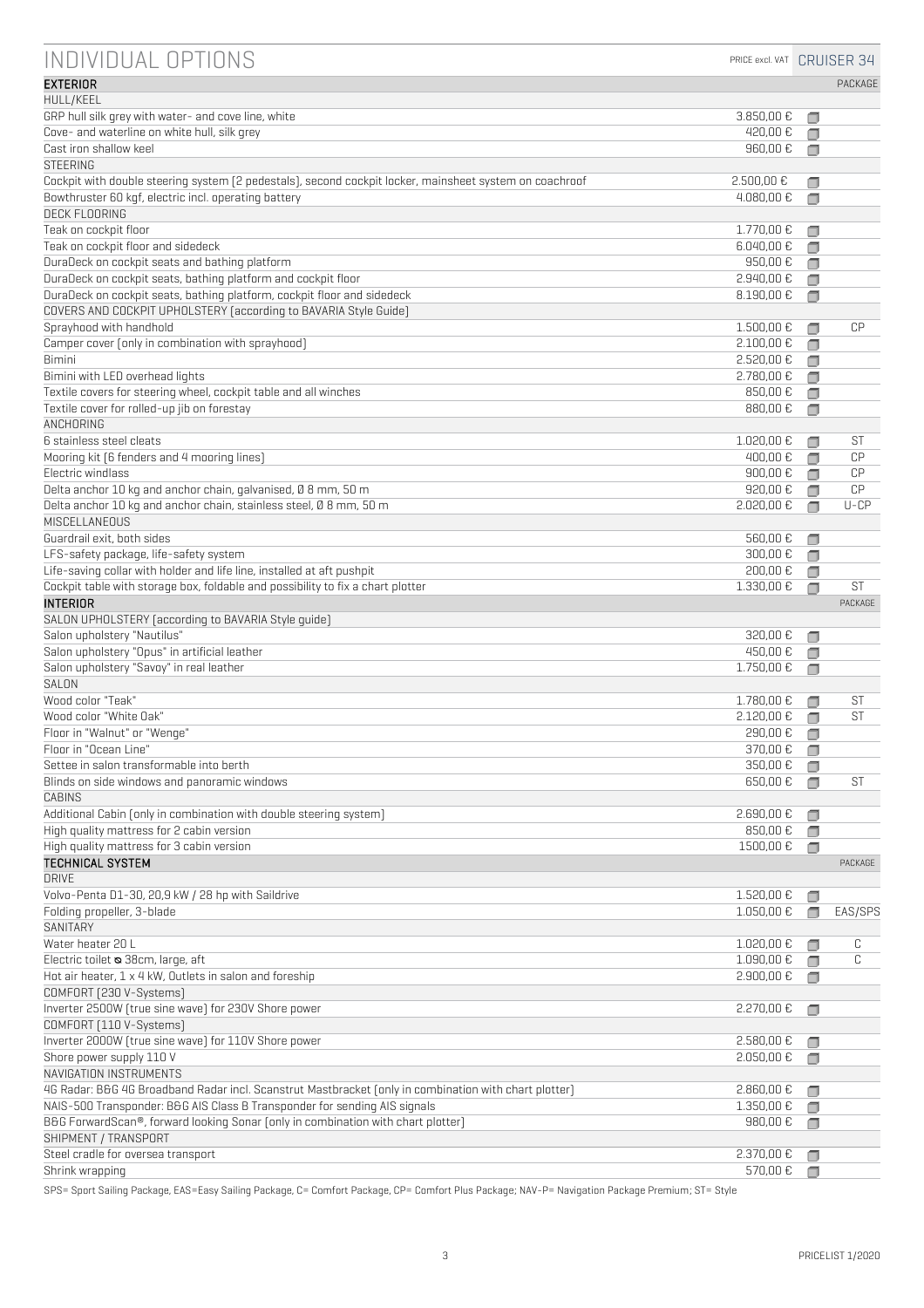# INDIVIDUAL OPTIONS

| | PRICE excl. VAT | CRUISER 34 | |
|---|---|---|---|
| **EXTERIOR** | | | PACKAGE |
| HULL/KEEL | | | |
| GRP hull silk grey with water- and cove line, white | 3.850,00 € | ▢ | |
| Cove- and waterline on white hull, silk grey | 420,00 € | ▢ | |
| Cast iron shallow keel | 960,00 € | ▢ | |
| STEERING | | | |
| Cockpit with double steering system (2 pedestals), second cockpit locker, mainsheet system on coachroof | 2.500,00 € | ▢ | |
| Bowthruster 60 kgf, electric incl. operating battery | 4.080,00 € | ▢ | |
| DECK FLOORING | | | |
| Teak on cockpit floor | 1.770,00 € | ▢ | |
| Teak on cockpit floor and sidedeck | 6.040,00 € | ▢ | |
| DuraDeck on cockpit seats and bathing platform | 950,00 € | ▢ | |
| DuraDeck on cockpit seats, bathing platform and cockpit floor | 2.940,00 € | ▢ | |
| DuraDeck on cockpit seats, bathing platform, cockpit floor and sidedeck | 8.190,00 € | ▢ | |
| COVERS AND COCKPIT UPHOLSTERY (according to BAVARIA Style Guide) | | | |
| Sprayhood with handhold | 1.500,00 € | ▢ | CP |
| Camper cover (only in combination with sprayhood) | 2.100,00 € | ▢ | |
| Bimini | 2.520,00 € | ▢ | |
| Bimini with LED overhead lights | 2.780,00 € | ▢ | |
| Textile covers for steering wheel, cockpit table and all winches | 850,00 € | ▢ | |
| Textile cover for rolled-up jib on forestay | 880,00 € | ▢ | |
| ANCHORING | | | |
| 6 stainless steel cleats | 1.020,00 € | ▢ | ST |
| Mooring kit (6 fenders and 4 mooring lines) | 400,00 € | ▢ | CP |
| Electric windlass | 900,00 € | ▢ | CP |
| Delta anchor 10 kg and anchor chain, galvanised, Ø 8 mm, 50 m | 920,00 € | ▢ | CP |
| Delta anchor 10 kg and anchor chain, stainless steel, Ø 8 mm, 50 m | 2.020,00 € | ▢ | U-CP |
| MISCELLANEOUS | | | |
| Guardrail exit, both sides | 560,00 € | ▢ | |
| LFS-safety package, life-safety system | 300,00 € | ▢ | |
| Life-saving collar with holder and life line, installed at aft pushpit | 200,00 € | ▢ | |
| Cockpit table with storage box, foldable and possibility to fix a chart plotter | 1.330,00 € | ▢ | ST |
| **INTERIOR** | | | PACKAGE |
| SALON UPHOLSTERY (according to BAVARIA Style guide) | | | |
| Salon upholstery "Nautilus" | 320,00 € | ▢ | |
| Salon upholstery "Opus" in artificial leather | 450,00 € | ▢ | |
| Salon upholstery "Savoy" in real leather | 1.750,00 € | ▢ | |
| SALON | | | |
| Wood color "Teak" | 1.780,00 € | ▢ | ST |
| Wood color "White Oak" | 2.120,00 € | ▢ | ST |
| Floor in "Walnut" or "Wenge" | 290,00 € | ▢ | |
| Floor in "Ocean Line" | 370,00 € | ▢ | |
| Settee in salon transformable into berth | 350,00 € | ▢ | |
| Blinds on side windows and panoramic windows | 650,00 € | ▢ | ST |
| CABINS | | | |
| Additional Cabin (only in combination with double steering system) | 2.690,00 € | ▢ | |
| High quality mattress for 2 cabin version | 850,00 € | ▢ | |
| High quality mattress for 3 cabin version | 1500,00 € | ▢ | |
| **TECHNICAL SYSTEM** | | | PACKAGE |
| DRIVE | | | |
| Volvo-Penta D1-30, 20,9 kW / 28 hp with Saildrive | 1.520,00 € | ▢ | |
| Folding propeller, 3-blade | 1.050,00 € | ▢ | EAS/SPS |
| SANITARY | | | |
| Water heater 20 L | 1.020,00 € | ▢ | C |
| Electric toilet ⌀ 38cm, large, aft | 1.090,00 € | ▢ | C |
| Hot air heater, 1 x 4 kW, Outlets in salon and foreship | 2.900,00 € | ▢ | |
| COMFORT (230 V-Systems) | | | |
| Inverter 2500W (true sine wave) for 230V Shore power | 2.270,00 € | ▢ | |
| COMFORT (110 V-Systems) | | | |
| Inverter 2000W (true sine wave) for 110V Shore power | 2.580,00 € | ▢ | |
| Shore power supply 110 V | 2.050,00 € | ▢ | |
| NAVIGATION INSTRUMENTS | | | |
| 4G Radar: B&G 4G Broadband Radar incl. Scanstrut Mastbracket (only in combination with chart plotter) | 2.860,00 € | ▢ | |
| NAIS-500 Transponder: B&G AIS Class B Transponder for sending AIS signals | 1.350,00 € | ▢ | |
| B&G ForwardScan®, forward looking Sonar (only in combination with chart plotter) | 980,00 € | ▢ | |
| SHIPMENT / TRANSPORT | | | |
| Steel cradle for oversea transport | 2.370,00 € | ▢ | |
| Shrink wrapping | 570,00 € | ▢ | |

SPS= Sport Sailing Package, EAS=Easy Sailing Package, C= Comfort Package, CP= Comfort Plus Package; NAV-P= Navigation Package Premium; ST= Style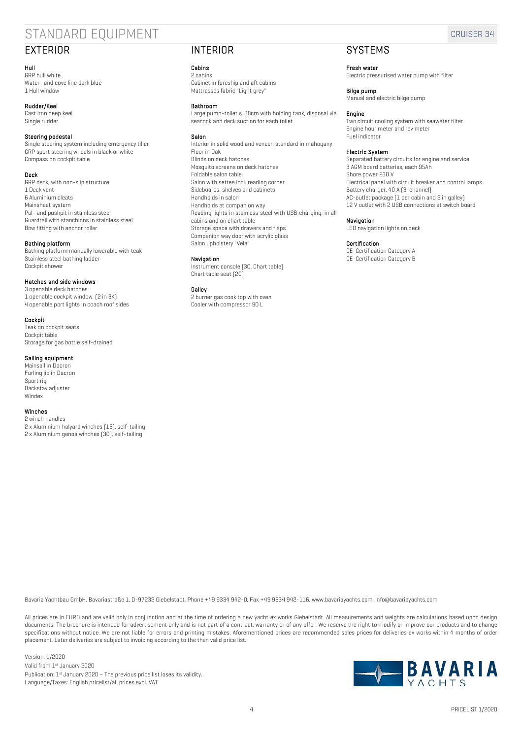# STANDARD EQUIPMENT

CRUISER 34

## EXTERIOR

**Hull**
GRP hull white
Water- and cove line dark blue
1 Hull window

**Rudder/Keel**
Cast iron deep keel
Single rudder

**Steering pedestal**
Single steering system including emergency tiller
GRP sport steering wheels in black or white
Compass on cockpit table

**Deck**
GRP deck, with non-slip structure
1 Deck vent
6 Aluminium cleats
Mainsheet system
Pul- and pushpit in stainless steel
Guardrail with stanchions in stainless steel
Bow fitting with anchor roller

**Bathing platform**
Bathing platform manually lowerable with teak
Stainless steel bathing ladder
Cockpit shower

**Hatches and side windows**
3 openable deck hatches
1 openable cockpit window (2 in 3K)
4 openable port lights in coach roof sides

**Cockpit**
Teak on cockpit seats
Cockpit table
Storage for gas bottle self-drained

**Sailing equipment**
Mainsail in Dacron
Furling jib in Dacron
Sport rig
Backstay adjuster
Windex

**Winches**
2 winch handles
2 x Aluminium halyard winches (15), self-tailing
2 x Aluminium genoa winches (30), self-tailing

## INTERIOR

**Cabins**
2 cabins
Cabinet in foreship and aft cabins
Mattresses fabric "Light grey"

**Bathroom**
Large pump-toilet ≈ 38cm with holding tank, disposal via seacock and deck suction for each toilet

**Salon**
Interior in solid wood and veneer, standard in mahogany
Floor in Oak
Blinds on deck hatches
Mosquito screens on deck hatches
Foldable salon table
Salon with settee incl. reading corner
Sideboards, shelves and cabinets
Handholds in salon
Handholds at companion way
Reading lights in stainless steel with USB charging, in all cabins and on chart table
Storage space with drawers and flaps
Companion way door with acrylic glass
Salon upholstery "Vela"

**Navigation**
Instrument console (3C, Chart table)
Chart table seat (2C)

**Galley**
2 burner gas cook top with oven
Cooler with compressor 90 L

## SYSTEMS

**Fresh water**
Electric pressurised water pump with filter

**Bilge pump**
Manual and electric bilge pump

**Engine**
Two circuit cooling system with seawater filter
Engine hour meter and rev meter
Fuel indicator

**Electric System**
Separated battery circuits for engine and service
3 AGM board batteries, each 95Ah
Shore power 230 V
Electrical panel with circuit breaker and control lamps
Battery charger, 40 A (3-channel)
AC-outlet package (1 per cabin and 2 in galley)
12 V outlet with 2 USB connections at switch board

**Navigation**
LED navigation lights on deck

**Certification**
CE-Certification Category A
CE-Certification Category B

Bavaria Yachtbau GmbH, Bavariastraße 1, D-97232 Giebelstadt, Phone +49 9334 942-0, Fax +49 9334 942-116, www.bavariayachts.com, info@bavariayachts.com

All prices are in EURO and are valid only in conjunction and at the time of ordering a new yacht ex works Giebelstadt. All measurements and weights are calculations based upon design documents. The brochure is intended for advertisement only and is not part of a contract, warranty or of any offer. We reserve the right to modify or improve our products and to change specifications without notice. We are not liable for errors and printing mistakes. Aforementioned prices are recommended sales prices for deliveries ex works within 4 months of order placement. Later deliveries are subject to invoicing according to the then valid price list.

Version: 1/2020
Valid from 1st January 2020
Publication: 1st January 2020 – The previous price list loses its validity.
Language/Taxes: English pricelist/all prices excl. VAT

BAVARIA YACHTS